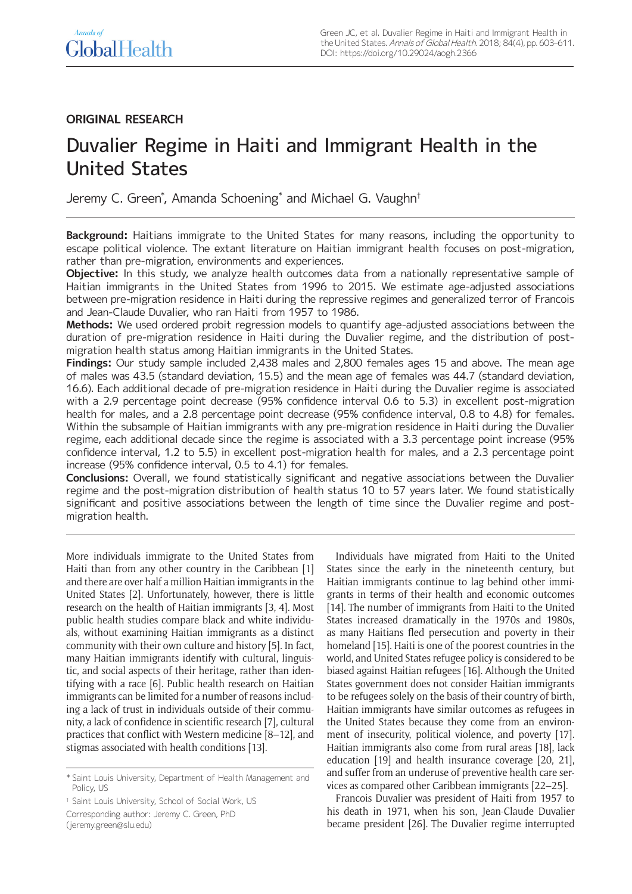ORIGINAL RESEARCH

# Duvalier Regime in Haiti and Immigrant Health in the United States

Jeremy C. Green*, Amanda Schoening* and Michael G. Vaughn†

**Background:** Haitians immigrate to the United States for many reasons, including the opportunity to escape political violence. The extant literature on Haitian immigrant health focuses on post-migration, rather than pre-migration, environments and experiences.

**Objective:** In this study, we analyze health outcomes data from a nationally representative sample of Haitian immigrants in the United States from 1996 to 2015. We estimate age-adjusted associations between pre-migration residence in Haiti during the repressive regimes and generalized terror of Francois and Jean-Claude Duvalier, who ran Haiti from 1957 to 1986.

**Methods:** We used ordered probit regression models to quantify age-adjusted associations between the duration of pre-migration residence in Haiti during the Duvalier regime, and the distribution of post-migration health status among Haitian immigrants in the United States.

**Findings:** Our study sample included 2,438 males and 2,800 females ages 15 and above. The mean age of males was 43.5 (standard deviation, 15.5) and the mean age of females was 44.7 (standard deviation, 16.6). Each additional decade of pre-migration residence in Haiti during the Duvalier regime is associated with a 2.9 percentage point decrease (95% confidence interval 0.6 to 5.3) in excellent post-migration health for males, and a 2.8 percentage point decrease (95% confidence interval, 0.8 to 4.8) for females. Within the subsample of Haitian immigrants with any pre-migration residence in Haiti during the Duvalier regime, each additional decade since the regime is associated with a 3.3 percentage point increase (95% confidence interval, 1.2 to 5.5) in excellent post-migration health for males, and a 2.3 percentage point increase (95% confidence interval, 0.5 to 4.1) for females.

**Conclusions:** Overall, we found statistically significant and negative associations between the Duvalier regime and the post-migration distribution of health status 10 to 57 years later. We found statistically significant and positive associations between the length of time since the Duvalier regime and post-migration health.

More individuals immigrate to the United States from Haiti than from any other country in the Caribbean [1] and there are over half a million Haitian immigrants in the United States [2]. Unfortunately, however, there is little research on the health of Haitian immigrants [3, 4]. Most public health studies compare black and white individuals, without examining Haitian immigrants as a distinct community with their own culture and history [5]. In fact, many Haitian immigrants identify with cultural, linguistic, and social aspects of their heritage, rather than identifying with a race [6]. Public health research on Haitian immigrants can be limited for a number of reasons including a lack of trust in individuals outside of their community, a lack of confidence in scientific research [7], cultural practices that conflict with Western medicine [8–12], and stigmas associated with health conditions [13].

Individuals have migrated from Haiti to the United States since the early in the nineteenth century, but Haitian immigrants continue to lag behind other immigrants in terms of their health and economic outcomes [14]. The number of immigrants from Haiti to the United States increased dramatically in the 1970s and 1980s, as many Haitians fled persecution and poverty in their homeland [15]. Haiti is one of the poorest countries in the world, and United States refugee policy is considered to be biased against Haitian refugees [16]. Although the United States government does not consider Haitian immigrants to be refugees solely on the basis of their country of birth, Haitian immigrants have similar outcomes as refugees in the United States because they come from an environment of insecurity, political violence, and poverty [17]. Haitian immigrants also come from rural areas [18], lack education [19] and health insurance coverage [20, 21], and suffer from an underuse of preventive health care services as compared other Caribbean immigrants [22–25].

Francois Duvalier was president of Haiti from 1957 to his death in 1971, when his son, Jean-Claude Duvalier became president [26]. The Duvalier regime interrupted

* Saint Louis University, Department of Health Management and Policy, US

† Saint Louis University, School of Social Work, US

Corresponding author: Jeremy C. Green, PhD (jeremy.green@slu.edu)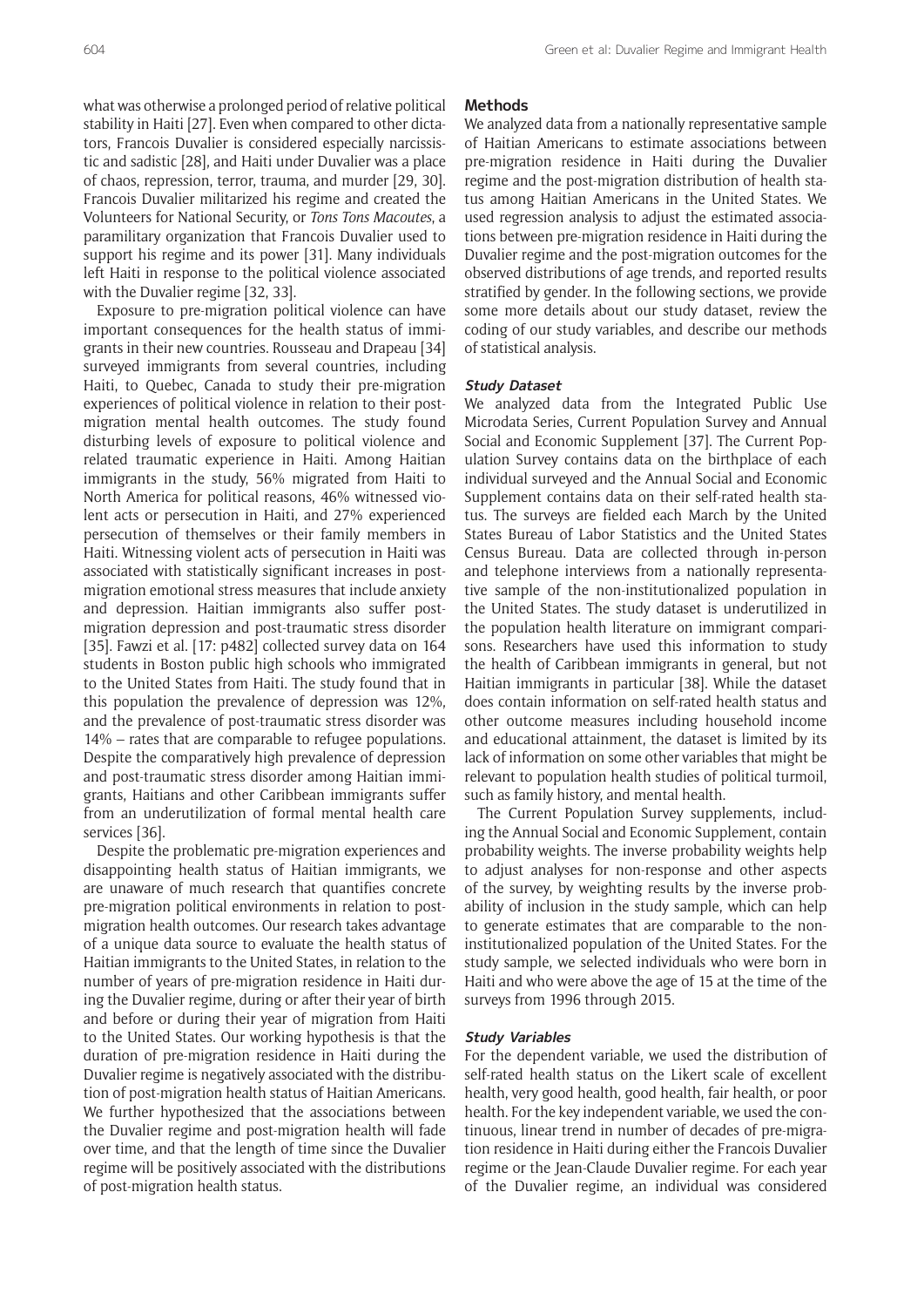what was otherwise a prolonged period of relative political stability in Haiti [27]. Even when compared to other dictators, Francois Duvalier is considered especially narcissistic and sadistic [28], and Haiti under Duvalier was a place of chaos, repression, terror, trauma, and murder [29, 30]. Francois Duvalier militarized his regime and created the Volunteers for National Security, or *Tons Tons Macoutes*, a paramilitary organization that Francois Duvalier used to support his regime and its power [31]. Many individuals left Haiti in response to the political violence associated with the Duvalier regime [32, 33].

Exposure to pre-migration political violence can have important consequences for the health status of immigrants in their new countries. Rousseau and Drapeau [34] surveyed immigrants from several countries, including Haiti, to Quebec, Canada to study their pre-migration experiences of political violence in relation to their post-migration mental health outcomes. The study found disturbing levels of exposure to political violence and related traumatic experience in Haiti. Among Haitian immigrants in the study, 56% migrated from Haiti to North America for political reasons, 46% witnessed violent acts or persecution in Haiti, and 27% experienced persecution of themselves or their family members in Haiti. Witnessing violent acts of persecution in Haiti was associated with statistically significant increases in post-migration emotional stress measures that include anxiety and depression. Haitian immigrants also suffer post-migration depression and post-traumatic stress disorder [35]. Fawzi et al. [17: p482] collected survey data on 164 students in Boston public high schools who immigrated to the United States from Haiti. The study found that in this population the prevalence of depression was 12%, and the prevalence of post-traumatic stress disorder was 14% – rates that are comparable to refugee populations. Despite the comparatively high prevalence of depression and post-traumatic stress disorder among Haitian immigrants, Haitians and other Caribbean immigrants suffer from an underutilization of formal mental health care services [36].

Despite the problematic pre-migration experiences and disappointing health status of Haitian immigrants, we are unaware of much research that quantifies concrete pre-migration political environments in relation to post-migration health outcomes. Our research takes advantage of a unique data source to evaluate the health status of Haitian immigrants to the United States, in relation to the number of years of pre-migration residence in Haiti during the Duvalier regime, during or after their year of birth and before or during their year of migration from Haiti to the United States. Our working hypothesis is that the duration of pre-migration residence in Haiti during the Duvalier regime is negatively associated with the distribution of post-migration health status of Haitian Americans. We further hypothesized that the associations between the Duvalier regime and post-migration health will fade over time, and that the length of time since the Duvalier regime will be positively associated with the distributions of post-migration health status.

## Methods

We analyzed data from a nationally representative sample of Haitian Americans to estimate associations between pre-migration residence in Haiti during the Duvalier regime and the post-migration distribution of health status among Haitian Americans in the United States. We used regression analysis to adjust the estimated associations between pre-migration residence in Haiti during the Duvalier regime and the post-migration outcomes for the observed distributions of age trends, and reported results stratified by gender. In the following sections, we provide some more details about our study dataset, review the coding of our study variables, and describe our methods of statistical analysis.

### *Study Dataset*

We analyzed data from the Integrated Public Use Microdata Series, Current Population Survey and Annual Social and Economic Supplement [37]. The Current Population Survey contains data on the birthplace of each individual surveyed and the Annual Social and Economic Supplement contains data on their self-rated health status. The surveys are fielded each March by the United States Bureau of Labor Statistics and the United States Census Bureau. Data are collected through in-person and telephone interviews from a nationally representative sample of the non-institutionalized population in the United States. The study dataset is underutilized in the population health literature on immigrant comparisons. Researchers have used this information to study the health of Caribbean immigrants in general, but not Haitian immigrants in particular [38]. While the dataset does contain information on self-rated health status and other outcome measures including household income and educational attainment, the dataset is limited by its lack of information on some other variables that might be relevant to population health studies of political turmoil, such as family history, and mental health.

The Current Population Survey supplements, including the Annual Social and Economic Supplement, contain probability weights. The inverse probability weights help to adjust analyses for non-response and other aspects of the survey, by weighting results by the inverse probability of inclusion in the study sample, which can help to generate estimates that are comparable to the non-institutionalized population of the United States. For the study sample, we selected individuals who were born in Haiti and who were above the age of 15 at the time of the surveys from 1996 through 2015.

### *Study Variables*

For the dependent variable, we used the distribution of self-rated health status on the Likert scale of excellent health, very good health, good health, fair health, or poor health. For the key independent variable, we used the continuous, linear trend in number of decades of pre-migration residence in Haiti during either the Francois Duvalier regime or the Jean-Claude Duvalier regime. For each year of the Duvalier regime, an individual was considered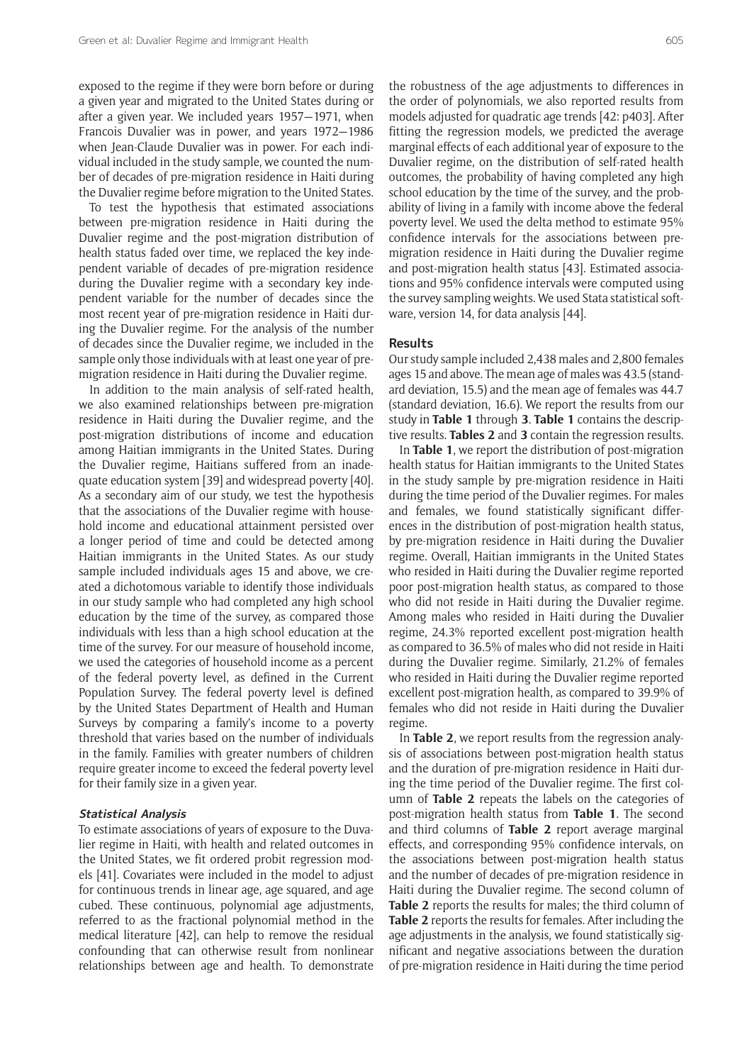exposed to the regime if they were born before or during a given year and migrated to the United States during or after a given year. We included years 1957—1971, when Francois Duvalier was in power, and years 1972—1986 when Jean-Claude Duvalier was in power. For each individual included in the study sample, we counted the number of decades of pre-migration residence in Haiti during the Duvalier regime before migration to the United States.

To test the hypothesis that estimated associations between pre-migration residence in Haiti during the Duvalier regime and the post-migration distribution of health status faded over time, we replaced the key independent variable of decades of pre-migration residence during the Duvalier regime with a secondary key independent variable for the number of decades since the most recent year of pre-migration residence in Haiti during the Duvalier regime. For the analysis of the number of decades since the Duvalier regime, we included in the sample only those individuals with at least one year of pre-migration residence in Haiti during the Duvalier regime.

In addition to the main analysis of self-rated health, we also examined relationships between pre-migration residence in Haiti during the Duvalier regime, and the post-migration distributions of income and education among Haitian immigrants in the United States. During the Duvalier regime, Haitians suffered from an inadequate education system [39] and widespread poverty [40]. As a secondary aim of our study, we test the hypothesis that the associations of the Duvalier regime with household income and educational attainment persisted over a longer period of time and could be detected among Haitian immigrants in the United States. As our study sample included individuals ages 15 and above, we created a dichotomous variable to identify those individuals in our study sample who had completed any high school education by the time of the survey, as compared those individuals with less than a high school education at the time of the survey. For our measure of household income, we used the categories of household income as a percent of the federal poverty level, as defined in the Current Population Survey. The federal poverty level is defined by the United States Department of Health and Human Surveys by comparing a family's income to a poverty threshold that varies based on the number of individuals in the family. Families with greater numbers of children require greater income to exceed the federal poverty level for their family size in a given year.

### *Statistical Analysis*

To estimate associations of years of exposure to the Duvalier regime in Haiti, with health and related outcomes in the United States, we fit ordered probit regression models [41]. Covariates were included in the model to adjust for continuous trends in linear age, age squared, and age cubed. These continuous, polynomial age adjustments, referred to as the fractional polynomial method in the medical literature [42], can help to remove the residual confounding that can otherwise result from nonlinear relationships between age and health. To demonstrate the robustness of the age adjustments to differences in the order of polynomials, we also reported results from models adjusted for quadratic age trends [42: p403]. After fitting the regression models, we predicted the average marginal effects of each additional year of exposure to the Duvalier regime, on the distribution of self-rated health outcomes, the probability of having completed any high school education by the time of the survey, and the probability of living in a family with income above the federal poverty level. We used the delta method to estimate 95% confidence intervals for the associations between pre-migration residence in Haiti during the Duvalier regime and post-migration health status [43]. Estimated associations and 95% confidence intervals were computed using the survey sampling weights. We used Stata statistical software, version 14, for data analysis [44].

## Results

Our study sample included 2,438 males and 2,800 females ages 15 and above. The mean age of males was 43.5 (standard deviation, 15.5) and the mean age of females was 44.7 (standard deviation, 16.6). We report the results from our study in **Table 1** through **3**. **Table 1** contains the descriptive results. **Tables 2** and **3** contain the regression results.

In **Table 1**, we report the distribution of post-migration health status for Haitian immigrants to the United States in the study sample by pre-migration residence in Haiti during the time period of the Duvalier regimes. For males and females, we found statistically significant differences in the distribution of post-migration health status, by pre-migration residence in Haiti during the Duvalier regime. Overall, Haitian immigrants in the United States who resided in Haiti during the Duvalier regime reported poor post-migration health status, as compared to those who did not reside in Haiti during the Duvalier regime. Among males who resided in Haiti during the Duvalier regime, 24.3% reported excellent post-migration health as compared to 36.5% of males who did not reside in Haiti during the Duvalier regime. Similarly, 21.2% of females who resided in Haiti during the Duvalier regime reported excellent post-migration health, as compared to 39.9% of females who did not reside in Haiti during the Duvalier regime.

In **Table 2**, we report results from the regression analysis of associations between post-migration health status and the duration of pre-migration residence in Haiti during the time period of the Duvalier regime. The first column of **Table 2** repeats the labels on the categories of post-migration health status from **Table 1**. The second and third columns of **Table 2** report average marginal effects, and corresponding 95% confidence intervals, on the associations between post-migration health status and the number of decades of pre-migration residence in Haiti during the Duvalier regime. The second column of **Table 2** reports the results for males; the third column of **Table 2** reports the results for females. After including the age adjustments in the analysis, we found statistically significant and negative associations between the duration of pre-migration residence in Haiti during the time period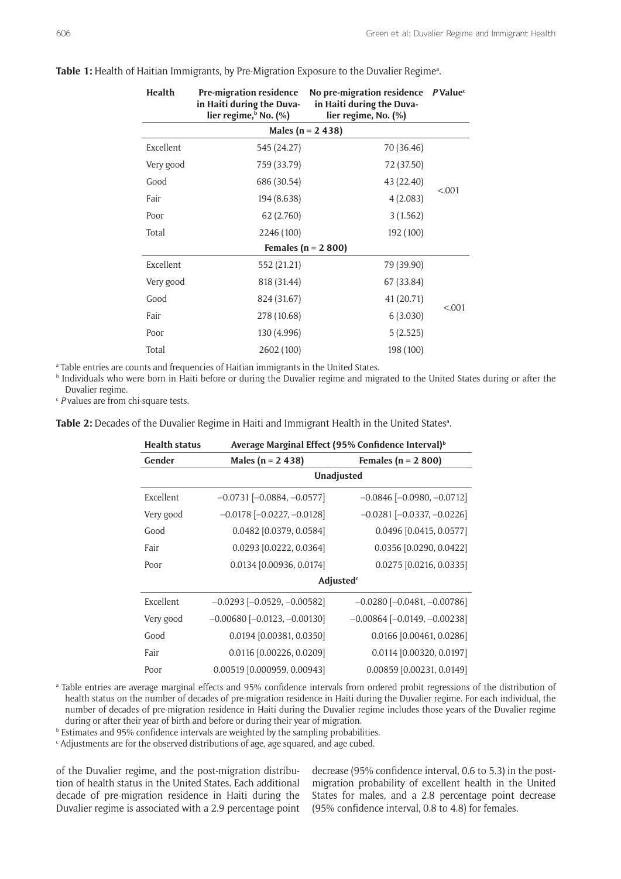**Table 1:** Health of Haitian Immigrants, by Pre-Migration Exposure to the Duvalier Regime[a].

| Health | Pre-migration residence in Haiti during the Duvalier regime,[b] No. (%) | No pre-migration residence in Haiti during the Duvalier regime, No. (%) | *P* Value[c] |
|---|---|---|---|
| **Males (n = 2 438)** | | | |
| Excellent | 545 (24.27) | 70 (36.46) | <.001 |
| Very good | 759 (33.79) | 72 (37.50) | |
| Good | 686 (30.54) | 43 (22.40) | |
| Fair | 194 (8.638) | 4 (2.083) | |
| Poor | 62 (2.760) | 3 (1.562) | |
| Total | 2246 (100) | 192 (100) | |
| **Females (n = 2 800)** | | | |
| Excellent | 552 (21.21) | 79 (39.90) | <.001 |
| Very good | 818 (31.44) | 67 (33.84) | |
| Good | 824 (31.67) | 41 (20.71) | |
| Fair | 278 (10.68) | 6 (3.030) | |
| Poor | 130 (4.996) | 5 (2.525) | |
| Total | 2602 (100) | 198 (100) | |

[a] Table entries are counts and frequencies of Haitian immigrants in the United States.
[b] Individuals who were born in Haiti before or during the Duvalier regime and migrated to the United States during or after the Duvalier regime.
[c] *P* values are from chi-square tests.

**Table 2:** Decades of the Duvalier Regime in Haiti and Immigrant Health in the United States[a].

| Health status | Average Marginal Effect (95% Confidence Interval)[b] | |
|---|---|---|
| **Gender** | **Males (n = 2 438)** | **Females (n = 2 800)** |
| | **Unadjusted** | |
| Excellent | −0.0731 [−0.0884, −0.0577] | −0.0846 [−0.0980, −0.0712] |
| Very good | −0.0178 [−0.0227, −0.0128] | −0.0281 [−0.0337, −0.0226] |
| Good | 0.0482 [0.0379, 0.0584] | 0.0496 [0.0415, 0.0577] |
| Fair | 0.0293 [0.0222, 0.0364] | 0.0356 [0.0290, 0.0422] |
| Poor | 0.0134 [0.00936, 0.0174] | 0.0275 [0.0216, 0.0335] |
| | **Adjusted**[c] | |
| Excellent | −0.0293 [−0.0529, −0.00582] | −0.0280 [−0.0481, −0.00786] |
| Very good | −0.00680 [−0.0123, −0.00130] | −0.00864 [−0.0149, −0.00238] |
| Good | 0.0194 [0.00381, 0.0350] | 0.0166 [0.00461, 0.0286] |
| Fair | 0.0116 [0.00226, 0.0209] | 0.0114 [0.00320, 0.0197] |
| Poor | 0.00519 [0.000959, 0.00943] | 0.00859 [0.00231, 0.0149] |

[a] Table entries are average marginal effects and 95% confidence intervals from ordered probit regressions of the distribution of health status on the number of decades of pre-migration residence in Haiti during the Duvalier regime. For each individual, the number of decades of pre-migration residence in Haiti during the Duvalier regime includes those years of the Duvalier regime during or after their year of birth and before or during their year of migration.
[b] Estimates and 95% confidence intervals are weighted by the sampling probabilities.
[c] Adjustments are for the observed distributions of age, age squared, and age cubed.

of the Duvalier regime, and the post-migration distribution of health status in the United States. Each additional decade of pre-migration residence in Haiti during the Duvalier regime is associated with a 2.9 percentage point decrease (95% confidence interval, 0.6 to 5.3) in the post-migration probability of excellent health in the United States for males, and a 2.8 percentage point decrease (95% confidence interval, 0.8 to 4.8) for females.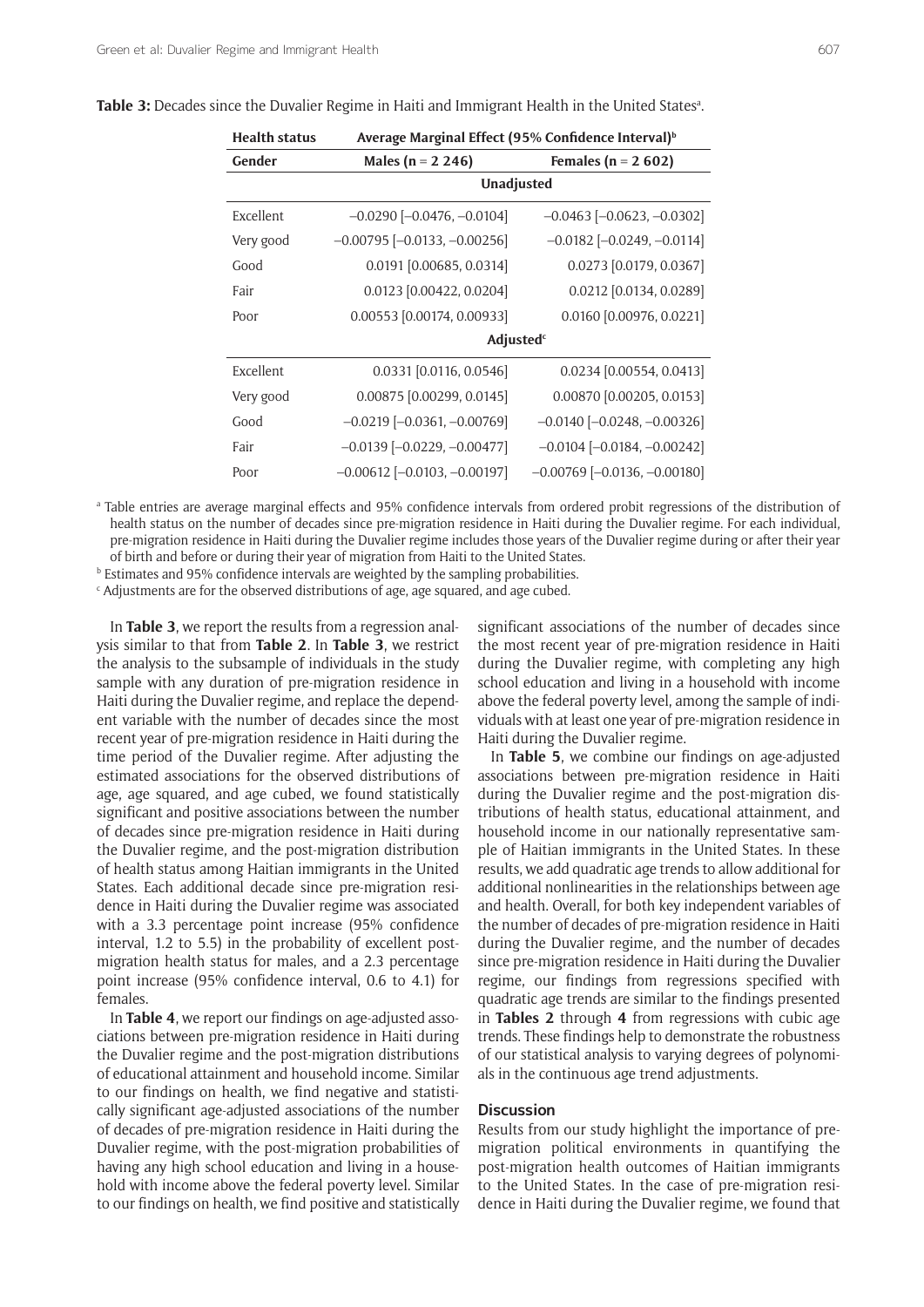**Table 3:** Decades since the Duvalier Regime in Haiti and Immigrant Health in the United States[a].

| Health status | Average Marginal Effect (95% Confidence Interval)[b] | |
|---|---|---|
| **Gender** | **Males (n = 2 246)** | **Females (n = 2 602)** |
| | **Unadjusted** | |
| Excellent | –0.0290 [–0.0476, –0.0104] | –0.0463 [–0.0623, –0.0302] |
| Very good | –0.00795 [–0.0133, –0.00256] | –0.0182 [–0.0249, –0.0114] |
| Good | 0.0191 [0.00685, 0.0314] | 0.0273 [0.0179, 0.0367] |
| Fair | 0.0123 [0.00422, 0.0204] | 0.0212 [0.0134, 0.0289] |
| Poor | 0.00553 [0.00174, 0.00933] | 0.0160 [0.00976, 0.0221] |
| | **Adjusted**[c] | |
| Excellent | 0.0331 [0.0116, 0.0546] | 0.0234 [0.00554, 0.0413] |
| Very good | 0.00875 [0.00299, 0.0145] | 0.00870 [0.00205, 0.0153] |
| Good | –0.0219 [–0.0361, –0.00769] | –0.0140 [–0.0248, –0.00326] |
| Fair | –0.0139 [–0.0229, –0.00477] | –0.0104 [–0.0184, –0.00242] |
| Poor | –0.00612 [–0.0103, –0.00197] | –0.00769 [–0.0136, –0.00180] |

[a] Table entries are average marginal effects and 95% confidence intervals from ordered probit regressions of the distribution of health status on the number of decades since pre-migration residence in Haiti during the Duvalier regime. For each individual, pre-migration residence in Haiti during the Duvalier regime includes those years of the Duvalier regime during or after their year of birth and before or during their year of migration from Haiti to the United States.

[b] Estimates and 95% confidence intervals are weighted by the sampling probabilities.

[c] Adjustments are for the observed distributions of age, age squared, and age cubed.

In **Table 3**, we report the results from a regression analysis similar to that from **Table 2**. In **Table 3**, we restrict the analysis to the subsample of individuals in the study sample with any duration of pre-migration residence in Haiti during the Duvalier regime, and replace the dependent variable with the number of decades since the most recent year of pre-migration residence in Haiti during the time period of the Duvalier regime. After adjusting the estimated associations for the observed distributions of age, age squared, and age cubed, we found statistically significant and positive associations between the number of decades since pre-migration residence in Haiti during the Duvalier regime, and the post-migration distribution of health status among Haitian immigrants in the United States. Each additional decade since pre-migration residence in Haiti during the Duvalier regime was associated with a 3.3 percentage point increase (95% confidence interval, 1.2 to 5.5) in the probability of excellent post-migration health status for males, and a 2.3 percentage point increase (95% confidence interval, 0.6 to 4.1) for females.

In **Table 4**, we report our findings on age-adjusted associations between pre-migration residence in Haiti during the Duvalier regime and the post-migration distributions of educational attainment and household income. Similar to our findings on health, we find negative and statistically significant age-adjusted associations of the number of decades of pre-migration residence in Haiti during the Duvalier regime, with the post-migration probabilities of having any high school education and living in a household with income above the federal poverty level. Similar to our findings on health, we find positive and statistically significant associations of the number of decades since the most recent year of pre-migration residence in Haiti during the Duvalier regime, with completing any high school education and living in a household with income above the federal poverty level, among the sample of individuals with at least one year of pre-migration residence in Haiti during the Duvalier regime.

In **Table 5**, we combine our findings on age-adjusted associations between pre-migration residence in Haiti during the Duvalier regime and the post-migration distributions of health status, educational attainment, and household income in our nationally representative sample of Haitian immigrants in the United States. In these results, we add quadratic age trends to allow additional for additional nonlinearities in the relationships between age and health. Overall, for both key independent variables of the number of decades of pre-migration residence in Haiti during the Duvalier regime, and the number of decades since pre-migration residence in Haiti during the Duvalier regime, our findings from regressions specified with quadratic age trends are similar to the findings presented in **Tables 2** through **4** from regressions with cubic age trends. These findings help to demonstrate the robustness of our statistical analysis to varying degrees of polynomials in the continuous age trend adjustments.

## Discussion

Results from our study highlight the importance of pre-migration political environments in quantifying the post-migration health outcomes of Haitian immigrants to the United States. In the case of pre-migration residence in Haiti during the Duvalier regime, we found that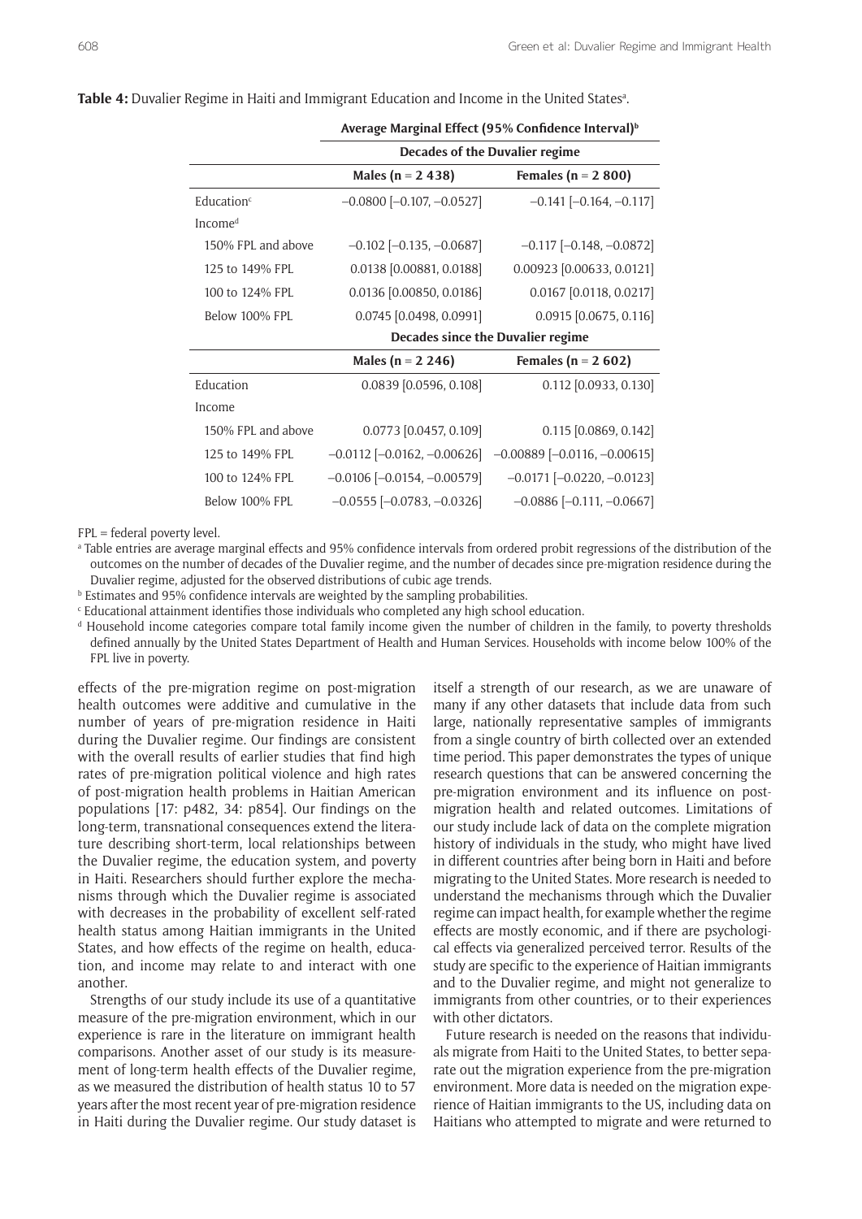**Table 4:** Duvalier Regime in Haiti and Immigrant Education and Income in the United States[a].

| | Average Marginal Effect (95% Confidence Interval)[b] | |
|---|---|---|
| | **Decades of the Duvalier regime** | |
| | **Males (n = 2 438)** | **Females (n = 2 800)** |
| Education[c] | −0.0800 [−0.107, −0.0527] | −0.141 [−0.164, −0.117] |
| Income[d] | | |
| 150% FPL and above | −0.102 [−0.135, −0.0687] | −0.117 [−0.148, −0.0872] |
| 125 to 149% FPL | 0.0138 [0.00881, 0.0188] | 0.00923 [0.00633, 0.0121] |
| 100 to 124% FPL | 0.0136 [0.00850, 0.0186] | 0.0167 [0.0118, 0.0217] |
| Below 100% FPL | 0.0745 [0.0498, 0.0991] | 0.0915 [0.0675, 0.116] |
| | **Decades since the Duvalier regime** | |
| | **Males (n = 2 246)** | **Females (n = 2 602)** |
| Education | 0.0839 [0.0596, 0.108] | 0.112 [0.0933, 0.130] |
| Income | | |
| 150% FPL and above | 0.0773 [0.0457, 0.109] | 0.115 [0.0869, 0.142] |
| 125 to 149% FPL | −0.0112 [−0.0162, −0.00626] | −0.00889 [−0.0116, −0.00615] |
| 100 to 124% FPL | −0.0106 [−0.0154, −0.00579] | −0.0171 [−0.0220, −0.0123] |
| Below 100% FPL | −0.0555 [−0.0783, −0.0326] | −0.0886 [−0.111, −0.0667] |

FPL = federal poverty level.

[a] Table entries are average marginal effects and 95% confidence intervals from ordered probit regressions of the distribution of the outcomes on the number of decades of the Duvalier regime, and the number of decades since pre-migration residence during the Duvalier regime, adjusted for the observed distributions of cubic age trends.

[b] Estimates and 95% confidence intervals are weighted by the sampling probabilities.

[c] Educational attainment identifies those individuals who completed any high school education.

[d] Household income categories compare total family income given the number of children in the family, to poverty thresholds defined annually by the United States Department of Health and Human Services. Households with income below 100% of the FPL live in poverty.

effects of the pre-migration regime on post-migration health outcomes were additive and cumulative in the number of years of pre-migration residence in Haiti during the Duvalier regime. Our findings are consistent with the overall results of earlier studies that find high rates of pre-migration political violence and high rates of post-migration health problems in Haitian American populations [17: p482, 34: p854]. Our findings on the long-term, transnational consequences extend the literature describing short-term, local relationships between the Duvalier regime, the education system, and poverty in Haiti. Researchers should further explore the mechanisms through which the Duvalier regime is associated with decreases in the probability of excellent self-rated health status among Haitian immigrants in the United States, and how effects of the regime on health, education, and income may relate to and interact with one another.

Strengths of our study include its use of a quantitative measure of the pre-migration environment, which in our experience is rare in the literature on immigrant health comparisons. Another asset of our study is its measurement of long-term health effects of the Duvalier regime, as we measured the distribution of health status 10 to 57 years after the most recent year of pre-migration residence in Haiti during the Duvalier regime. Our study dataset is itself a strength of our research, as we are unaware of many if any other datasets that include data from such large, nationally representative samples of immigrants from a single country of birth collected over an extended time period. This paper demonstrates the types of unique research questions that can be answered concerning the pre-migration environment and its influence on post-migration health and related outcomes. Limitations of our study include lack of data on the complete migration history of individuals in the study, who might have lived in different countries after being born in Haiti and before migrating to the United States. More research is needed to understand the mechanisms through which the Duvalier regime can impact health, for example whether the regime effects are mostly economic, and if there are psychological effects via generalized perceived terror. Results of the study are specific to the experience of Haitian immigrants and to the Duvalier regime, and might not generalize to immigrants from other countries, or to their experiences with other dictators.

Future research is needed on the reasons that individuals migrate from Haiti to the United States, to better separate out the migration experience from the pre-migration environment. More data is needed on the migration experience of Haitian immigrants to the US, including data on Haitians who attempted to migrate and were returned to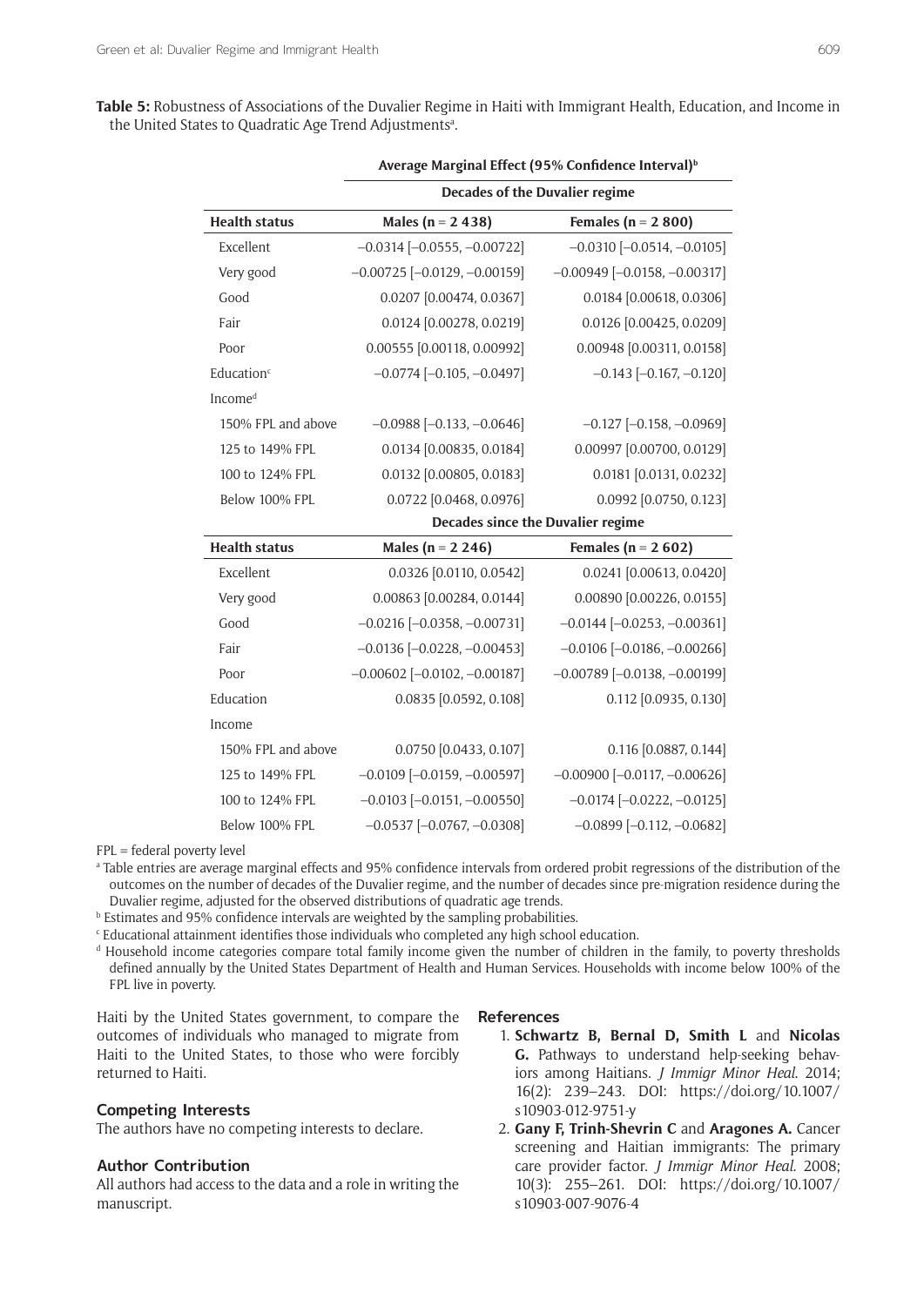**Table 5:** Robustness of Associations of the Duvalier Regime in Haiti with Immigrant Health, Education, and Income in the United States to Quadratic Age Trend Adjustments[a].

| | Average Marginal Effect (95% Confidence Interval)[b] | |
|---|---|---|
| | **Decades of the Duvalier regime** | |
| **Health status** | **Males (n = 2 438)** | **Females (n = 2 800)** |
| Excellent | –0.0314 [–0.0555, –0.00722] | –0.0310 [–0.0514, –0.0105] |
| Very good | –0.00725 [–0.0129, –0.00159] | –0.00949 [–0.0158, –0.00317] |
| Good | 0.0207 [0.00474, 0.0367] | 0.0184 [0.00618, 0.0306] |
| Fair | 0.0124 [0.00278, 0.0219] | 0.0126 [0.00425, 0.0209] |
| Poor | 0.00555 [0.00118, 0.00992] | 0.00948 [0.00311, 0.0158] |
| Education[c] | –0.0774 [–0.105, –0.0497] | –0.143 [–0.167, –0.120] |
| Income[d] | | |
| 150% FPL and above | –0.0988 [–0.133, –0.0646] | –0.127 [–0.158, –0.0969] |
| 125 to 149% FPL | 0.0134 [0.00835, 0.0184] | 0.00997 [0.00700, 0.0129] |
| 100 to 124% FPL | 0.0132 [0.00805, 0.0183] | 0.0181 [0.0131, 0.0232] |
| Below 100% FPL | 0.0722 [0.0468, 0.0976] | 0.0992 [0.0750, 0.123] |
| | **Decades since the Duvalier regime** | |
| **Health status** | **Males (n = 2 246)** | **Females (n = 2 602)** |
| Excellent | 0.0326 [0.0110, 0.0542] | 0.0241 [0.00613, 0.0420] |
| Very good | 0.00863 [0.00284, 0.0144] | 0.00890 [0.00226, 0.0155] |
| Good | –0.0216 [–0.0358, –0.00731] | –0.0144 [–0.0253, –0.00361] |
| Fair | –0.0136 [–0.0228, –0.00453] | –0.0106 [–0.0186, –0.00266] |
| Poor | –0.00602 [–0.0102, –0.00187] | –0.00789 [–0.0138, –0.00199] |
| Education | 0.0835 [0.0592, 0.108] | 0.112 [0.0935, 0.130] |
| Income | | |
| 150% FPL and above | 0.0750 [0.0433, 0.107] | 0.116 [0.0887, 0.144] |
| 125 to 149% FPL | –0.0109 [–0.0159, –0.00597] | –0.00900 [–0.0117, –0.00626] |
| 100 to 124% FPL | –0.0103 [–0.0151, –0.00550] | –0.0174 [–0.0222, –0.0125] |
| Below 100% FPL | –0.0537 [–0.0767, –0.0308] | –0.0899 [–0.112, –0.0682] |

FPL = federal poverty level

[a] Table entries are average marginal effects and 95% confidence intervals from ordered probit regressions of the distribution of the outcomes on the number of decades of the Duvalier regime, and the number of decades since pre-migration residence during the Duvalier regime, adjusted for the observed distributions of quadratic age trends.

[b] Estimates and 95% confidence intervals are weighted by the sampling probabilities.

[c] Educational attainment identifies those individuals who completed any high school education.

[d] Household income categories compare total family income given the number of children in the family, to poverty thresholds defined annually by the United States Department of Health and Human Services. Households with income below 100% of the FPL live in poverty.

Haiti by the United States government, to compare the outcomes of individuals who managed to migrate from Haiti to the United States, to those who were forcibly returned to Haiti.

### Competing Interests

The authors have no competing interests to declare.

### Author Contribution

All authors had access to the data and a role in writing the manuscript.

### References

1. **Schwartz B, Bernal D, Smith L** and **Nicolas G.** Pathways to understand help-seeking behaviors among Haitians. *J Immigr Minor Heal.* 2014; 16(2): 239–243. DOI: https://doi.org/10.1007/s10903-012-9751-y
2. **Gany F, Trinh-Shevrin C** and **Aragones A.** Cancer screening and Haitian immigrants: The primary care provider factor. *J Immigr Minor Heal.* 2008; 10(3): 255–261. DOI: https://doi.org/10.1007/s10903-007-9076-4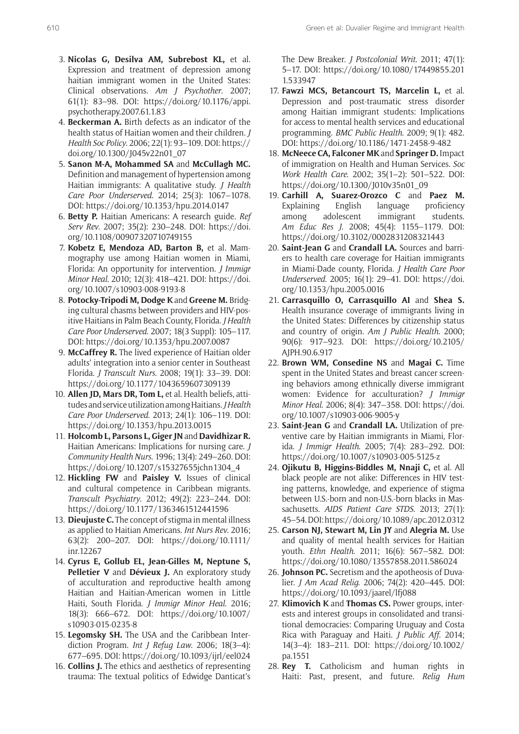3. **Nicolas G, Desilva AM, Subrebost KL,** et al. Expression and treatment of depression among haitian immigrant women in the United States: Clinical observations. *Am J Psychother*. 2007; 61(1): 83–98. DOI: https://doi.org/10.1176/appi.psychotherapy.2007.61.1.83
4. **Beckerman A.** Birth defects as an indicator of the health status of Haitian women and their children. *J Health Soc Policy*. 2006; 22(1): 93–109. DOI: https://doi.org/10.1300/J045v22n01_07
5. **Sanon M-A, Mohammed SA** and **McCullagh MC.** Definition and management of hypertension among Haitian immigrants: A qualitative study. *J Health Care Poor Underserved*. 2014; 25(3): 1067–1078. DOI: https://doi.org/10.1353/hpu.2014.0147
6. **Betty P.** Haitian Americans: A research guide. *Ref Serv Rev*. 2007; 35(2): 230–248. DOI: https://doi.org/10.1108/00907320710749155
7. **Kobetz E, Mendoza AD, Barton B,** et al. Mammography use among Haitian women in Miami, Florida: An opportunity for intervention. *J Immigr Minor Heal*. 2010; 12(3): 418–421. DOI: https://doi.org/10.1007/s10903-008-9193-8
8. **Potocky-Tripodi M, Dodge K** and **Greene M.** Bridging cultural chasms between providers and HIV-positive Haitians in Palm Beach County, Florida. *J Health Care Poor Underserved*. 2007; 18(3 Suppl): 105–117. DOI: https://doi.org/10.1353/hpu.2007.0087
9. **McCaffrey R.** The lived experience of Haitian older adults' integration into a senior center in Southeast Florida. *J Transcult Nurs*. 2008; 19(1): 33–39. DOI: https://doi.org/10.1177/1043659607309139
10. **Allen JD, Mars DR, Tom L,** et al. Health beliefs, attitudes and service utilization among Haitians. *J Health Care Poor Underserved*. 2013; 24(1): 106–119. DOI: https://doi.org/10.1353/hpu.2013.0015
11. **Holcomb L, Parsons L, Giger JN** and **Davidhizar R.** Haitian Americans: Implications for nursing care. *J Community Health Nurs*. 1996; 13(4): 249–260. DOI: https://doi.org/10.1207/s15327655jchn1304_4
12. **Hickling FW** and **Paisley V.** Issues of clinical and cultural competence in Caribbean migrants. *Transcult Psychiatry*. 2012; 49(2): 223–244. DOI: https://doi.org/10.1177/1363461512441596
13. **Dieujuste C.** The concept of stigma in mental illness as applied to Haitian Americans. *Int Nurs Rev*. 2016; 63(2): 200–207. DOI: https://doi.org/10.1111/inr.12267
14. **Cyrus E, Gollub EL, Jean-Gilles M, Neptune S, Pelletier V** and **Dévieux J.** An exploratory study of acculturation and reproductive health among Haitian and Haitian-American women in Little Haiti, South Florida. *J Immigr Minor Heal*. 2016; 18(3): 666–672. DOI: https://doi.org/10.1007/s10903-015-0235-8
15. **Legomsky SH.** The USA and the Caribbean Interdiction Program. *Int J Refug Law*. 2006; 18(3–4): 677–695. DOI: https://doi.org/10.1093/ijrl/eel024
16. **Collins J.** The ethics and aesthetics of representing trauma: The textual politics of Edwidge Danticat's The Dew Breaker. *J Postcolonial Writ*. 2011; 47(1): 5–17. DOI: https://doi.org/10.1080/17449855.2011.533947
17. **Fawzi MCS, Betancourt TS, Marcelin L,** et al. Depression and post-traumatic stress disorder among Haitian immigrant students: Implications for access to mental health services and educational programming. *BMC Public Health*. 2009; 9(1): 482. DOI: https://doi.org/10.1186/1471-2458-9-482
18. **McNeece CA, Falconer MK** and **Springer D.** Impact of immigration on Health and Human Services. *Soc Work Health Care*. 2002; 35(1–2): 501–522. DOI: https://doi.org/10.1300/J010v35n01_09
19. **Carhill A, Suarez-Orozco C** and **Paez M.** Explaining English language proficiency among adolescent immigrant students. *Am Educ Res J*. 2008; 45(4): 1155–1179. DOI: https://doi.org/10.3102/0002831208321443
20. **Saint-Jean G** and **Crandall LA.** Sources and barriers to health care coverage for Haitian immigrants in Miami-Dade county, Florida. *J Health Care Poor Underserved*. 2005; 16(1): 29–41. DOI: https://doi.org/10.1353/hpu.2005.0016
21. **Carrasquillo O, Carrasquillo AI** and **Shea S.** Health insurance coverage of immigrants living in the United States: Differences by citizenship status and country of origin. *Am J Public Health*. 2000; 90(6): 917–923. DOI: https://doi.org/10.2105/AJPH.90.6.917
22. **Brown WM, Consedine NS** and **Magai C.** Time spent in the United States and breast cancer screening behaviors among ethnically diverse immigrant women: Evidence for acculturation? *J Immigr Minor Heal*. 2006; 8(4): 347–358. DOI: https://doi.org/10.1007/s10903-006-9005-y
23. **Saint-Jean G** and **Crandall LA.** Utilization of preventive care by Haitian immigrants in Miami, Florida. *J Immigr Health*. 2005; 7(4): 283–292. DOI: https://doi.org/10.1007/s10903-005-5125-z
24. **Ojikutu B, Higgins-Biddles M, Nnaji C,** et al. All black people are not alike: Differences in HIV testing patterns, knowledge, and experience of stigma between U.S.-born and non-U.S.-born blacks in Massachusetts. *AIDS Patient Care STDS*. 2013; 27(1): 45–54. DOI: https://doi.org/10.1089/apc.2012.0312
25. **Carson NJ, Stewart M, Lin JY** and **Alegria M.** Use and quality of mental health services for Haitian youth. *Ethn Health*. 2011; 16(6): 567–582. DOI: https://doi.org/10.1080/13557858.2011.586024
26. **Johnson PC.** Secretism and the apotheosis of Duvalier. *J Am Acad Relig*. 2006; 74(2): 420–445. DOI: https://doi.org/10.1093/jaarel/lfj088
27. **Klimovich K** and **Thomas CS.** Power groups, interests and interest groups in consolidated and transitional democracies: Comparing Uruguay and Costa Rica with Paraguay and Haiti. *J Public Aff*. 2014; 14(3–4): 183–211. DOI: https://doi.org/10.1002/pa.1551
28. **Rey T.** Catholicism and human rights in Haiti: Past, present, and future. *Relig Hum*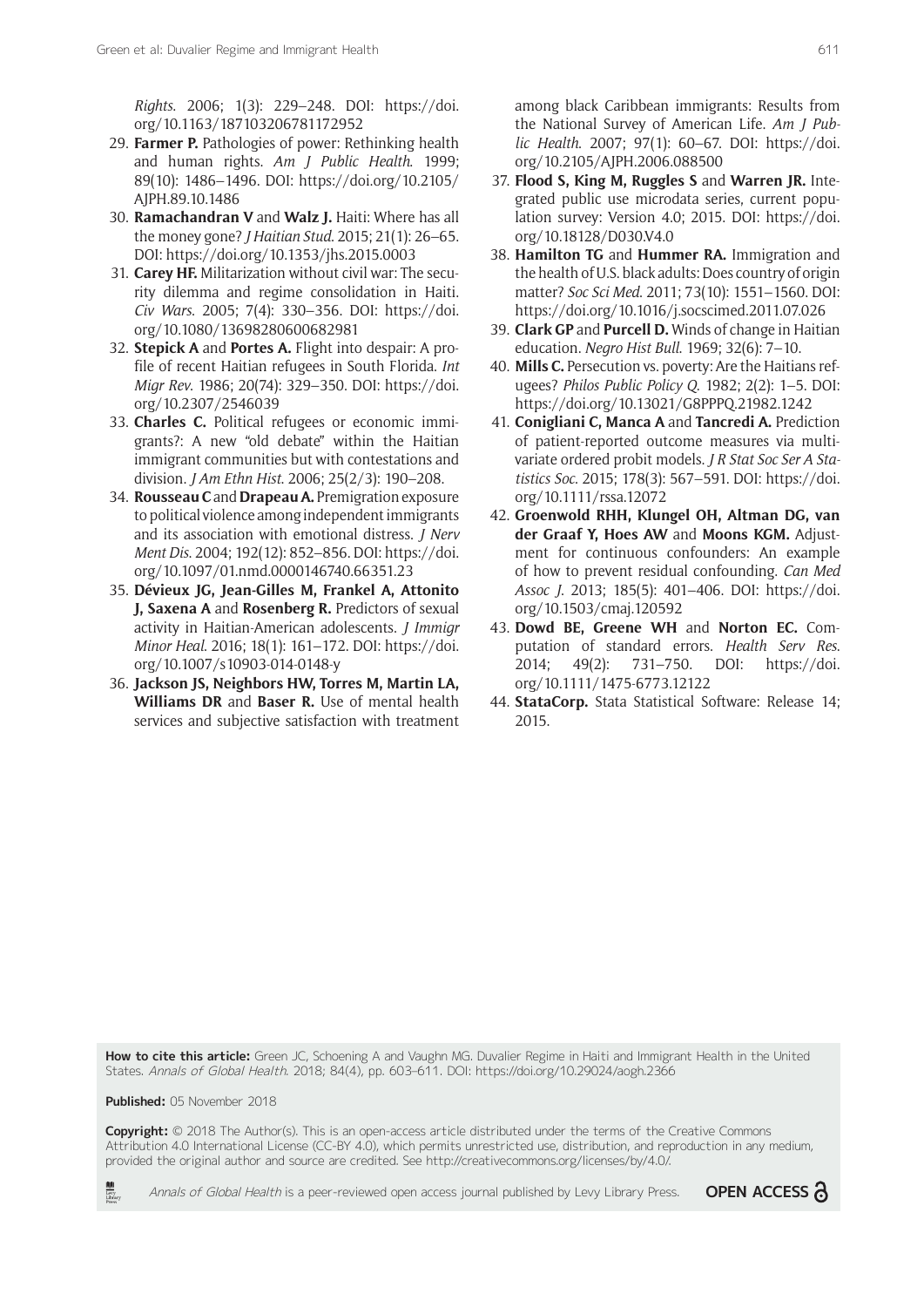*Rights*. 2006; 1(3): 229–248. DOI: https://doi.org/10.1163/187103206781172952

29. **Farmer P.** Pathologies of power: Rethinking health and human rights. *Am J Public Health*. 1999; 89(10): 1486–1496. DOI: https://doi.org/10.2105/AJPH.89.10.1486
30. **Ramachandran V** and **Walz J.** Haiti: Where has all the money gone? *J Haitian Stud*. 2015; 21(1): 26–65. DOI: https://doi.org/10.1353/jhs.2015.0003
31. **Carey HF.** Militarization without civil war: The security dilemma and regime consolidation in Haiti. *Civ Wars*. 2005; 7(4): 330–356. DOI: https://doi.org/10.1080/13698280600682981
32. **Stepick A** and **Portes A.** Flight into despair: A profile of recent Haitian refugees in South Florida. *Int Migr Rev*. 1986; 20(74): 329–350. DOI: https://doi.org/10.2307/2546039
33. **Charles C.** Political refugees or economic immigrants?: A new "old debate" within the Haitian immigrant communities but with contestations and division. *J Am Ethn Hist*. 2006; 25(2/3): 190–208.
34. **Rousseau C** and **Drapeau A.** Premigration exposure to political violence among independent immigrants and its association with emotional distress. *J Nerv Ment Dis*. 2004; 192(12): 852–856. DOI: https://doi.org/10.1097/01.nmd.0000146740.66351.23
35. **Dévieux JG, Jean-Gilles M, Frankel A, Attonito J, Saxena A** and **Rosenberg R.** Predictors of sexual activity in Haitian-American adolescents. *J Immigr Minor Heal*. 2016; 18(1): 161–172. DOI: https://doi.org/10.1007/s10903-014-0148-y
36. **Jackson JS, Neighbors HW, Torres M, Martin LA, Williams DR** and **Baser R.** Use of mental health services and subjective satisfaction with treatment among black Caribbean immigrants: Results from the National Survey of American Life. *Am J Public Health*. 2007; 97(1): 60–67. DOI: https://doi.org/10.2105/AJPH.2006.088500
37. **Flood S, King M, Ruggles S** and **Warren JR.** Integrated public use microdata series, current population survey: Version 4.0; 2015. DOI: https://doi.org/10.18128/D030.V4.0
38. **Hamilton TG** and **Hummer RA.** Immigration and the health of U.S. black adults: Does country of origin matter? *Soc Sci Med*. 2011; 73(10): 1551–1560. DOI: https://doi.org/10.1016/j.socscimed.2011.07.026
39. **Clark GP** and **Purcell D.** Winds of change in Haitian education. *Negro Hist Bull*. 1969; 32(6): 7–10.
40. **Mills C.** Persecution vs. poverty: Are the Haitians refugees? *Philos Public Policy Q*. 1982; 2(2): 1–5. DOI: https://doi.org/10.13021/G8PPPQ.21982.1242
41. **Conigliani C, Manca A** and **Tancredi A.** Prediction of patient-reported outcome measures via multivariate ordered probit models. *J R Stat Soc Ser A Statistics Soc*. 2015; 178(3): 567–591. DOI: https://doi.org/10.1111/rssa.12072
42. **Groenwold RHH, Klungel OH, Altman DG, van der Graaf Y, Hoes AW** and **Moons KGM.** Adjustment for continuous confounders: An example of how to prevent residual confounding. *Can Med Assoc J*. 2013; 185(5): 401–406. DOI: https://doi.org/10.1503/cmaj.120592
43. **Dowd BE, Greene WH** and **Norton EC.** Computation of standard errors. *Health Serv Res*. 2014; 49(2): 731–750. DOI: https://doi.org/10.1111/1475-6773.12122
44. **StataCorp.** Stata Statistical Software: Release 14; 2015.

**How to cite this article:** Green JC, Schoening A and Vaughn MG. Duvalier Regime in Haiti and Immigrant Health in the United States. *Annals of Global Health*. 2018; 84(4), pp. 603–611. DOI: https://doi.org/10.29024/aogh.2366

**Published:** 05 November 2018

**Copyright:** © 2018 The Author(s). This is an open-access article distributed under the terms of the Creative Commons Attribution 4.0 International License (CC-BY 4.0), which permits unrestricted use, distribution, and reproduction in any medium, provided the original author and source are credited. See http://creativecommons.org/licenses/by/4.0/.

*Annals of Global Health* is a peer-reviewed open access journal published by Levy Library Press. **OPEN ACCESS**